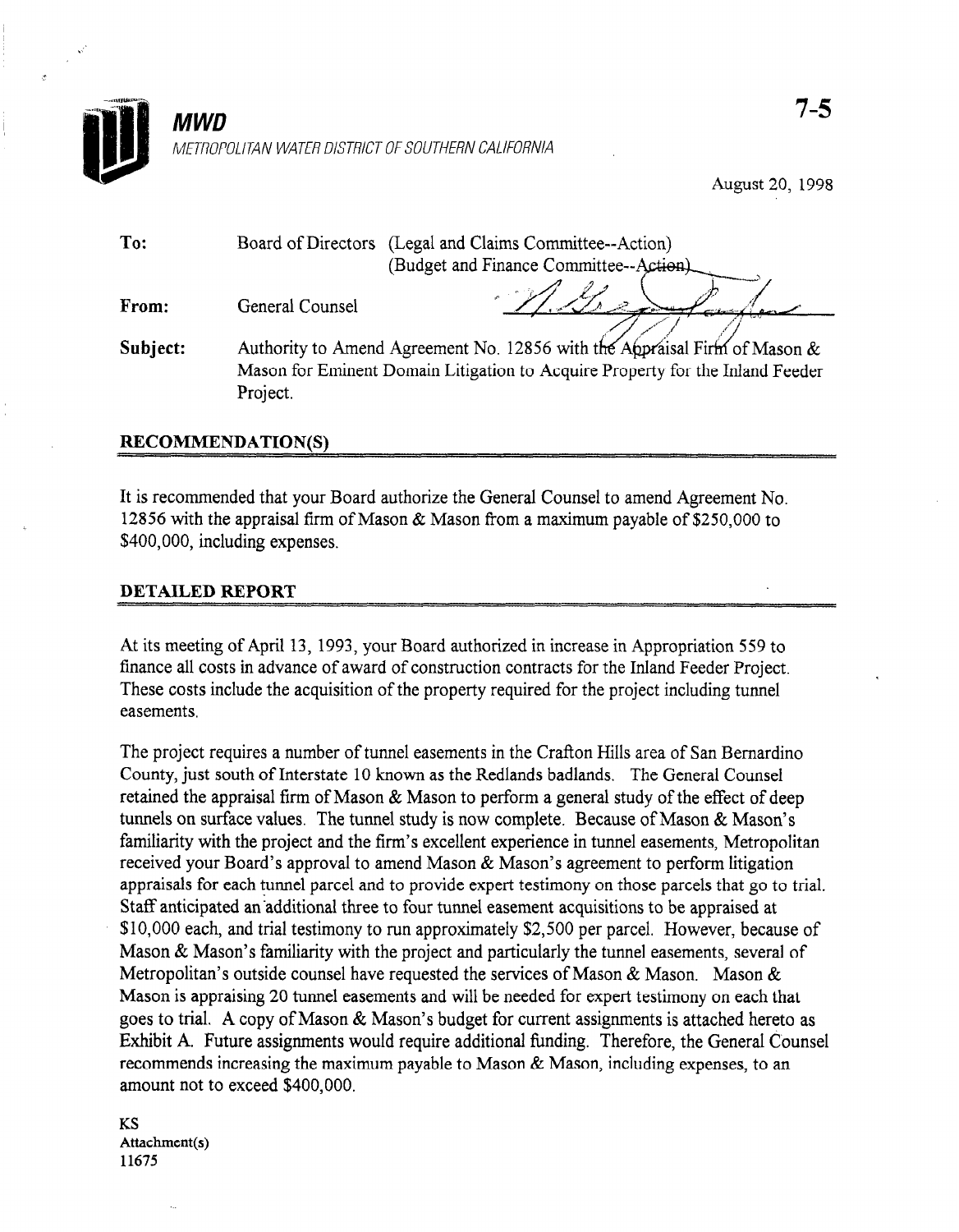**MWD**

METROPOLITAN WATER DISTRICT OF SOUTHERN CALIFORNIA

7-5

August 20, 1998

| | |
|---|---|
| **To:** | Board of Directors (Legal and Claims Committee--Action) (Budget and Finance Committee--Action) |
| **From:** | General Counsel |
| **Subject:** | Authority to Amend Agreement No. 12856 with the Appraisal Firm of Mason & Mason for Eminent Domain Litigation to Acquire Property for the Inland Feeder Project. |

## RECOMMENDATION(S)

It is recommended that your Board authorize the General Counsel to amend Agreement No. 12856 with the appraisal firm of Mason & Mason from a maximum payable of $250,000 to $400,000, including expenses.

## DETAILED REPORT

At its meeting of April 13, 1993, your Board authorized in increase in Appropriation 559 to finance all costs in advance of award of construction contracts for the Inland Feeder Project. These costs include the acquisition of the property required for the project including tunnel easements.

The project requires a number of tunnel easements in the Crafton Hills area of San Bernardino County, just south of Interstate 10 known as the Redlands badlands. The General Counsel retained the appraisal firm of Mason & Mason to perform a general study of the effect of deep tunnels on surface values. The tunnel study is now complete. Because of Mason & Mason's familiarity with the project and the firm's excellent experience in tunnel easements, Metropolitan received your Board's approval to amend Mason & Mason's agreement to perform litigation appraisals for each tunnel parcel and to provide expert testimony on those parcels that go to trial. Staff anticipated an additional three to four tunnel easement acquisitions to be appraised at $10,000 each, and trial testimony to run approximately $2,500 per parcel. However, because of Mason & Mason's familiarity with the project and particularly the tunnel easements, several of Metropolitan's outside counsel have requested the services of Mason & Mason. Mason & Mason is appraising 20 tunnel easements and will be needed for expert testimony on each that goes to trial. A copy of Mason & Mason's budget for current assignments is attached hereto as Exhibit A. Future assignments would require additional funding. Therefore, the General Counsel recommends increasing the maximum payable to Mason & Mason, including expenses, to an amount not to exceed $400,000.

KS
Attachment(s)
11675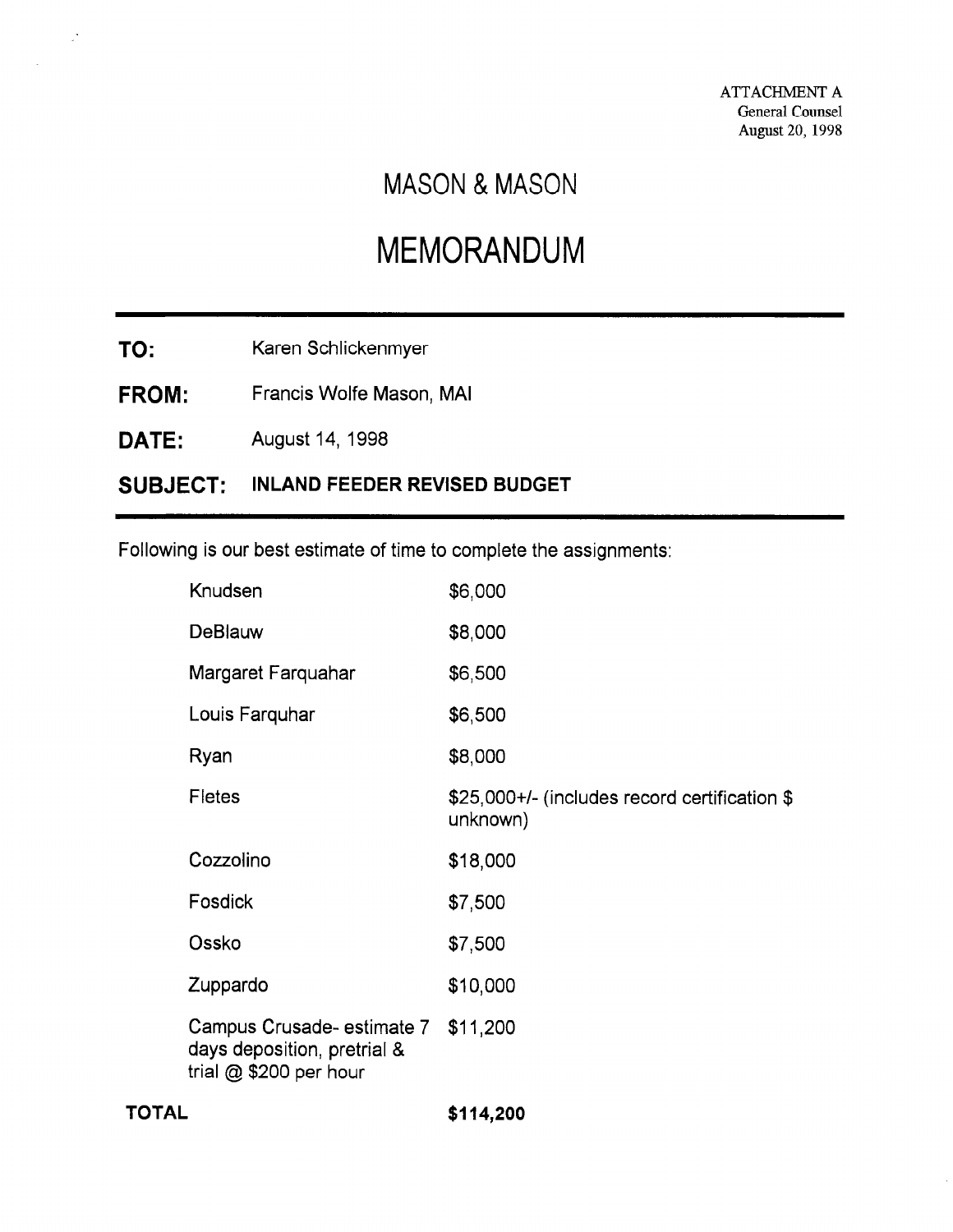ATTACHMENT A
General Counsel
August 20, 1998

# MASON & MASON

# MEMORANDUM

**TO:** Karen Schlickenmyer

**FROM:** Francis Wolfe Mason, MAI

**DATE:** August 14, 1998

**SUBJECT: INLAND FEEDER REVISED BUDGET**

Following is our best estimate of time to complete the assignments:

| | |
|---|---|
| Knudsen | $6,000 |
| DeBlauw | $8,000 |
| Margaret Farquahar | $6,500 |
| Louis Farquhar | $6,500 |
| Ryan | $8,000 |
| Fletes | $25,000+/- (includes record certification $ unknown) |
| Cozzolino | $18,000 |
| Fosdick | $7,500 |
| Ossko | $7,500 |
| Zuppardo | $10,000 |
| Campus Crusade- estimate 7 days deposition, pretrial & trial @ $200 per hour | $11,200 |
| **TOTAL** | **$114,200** |